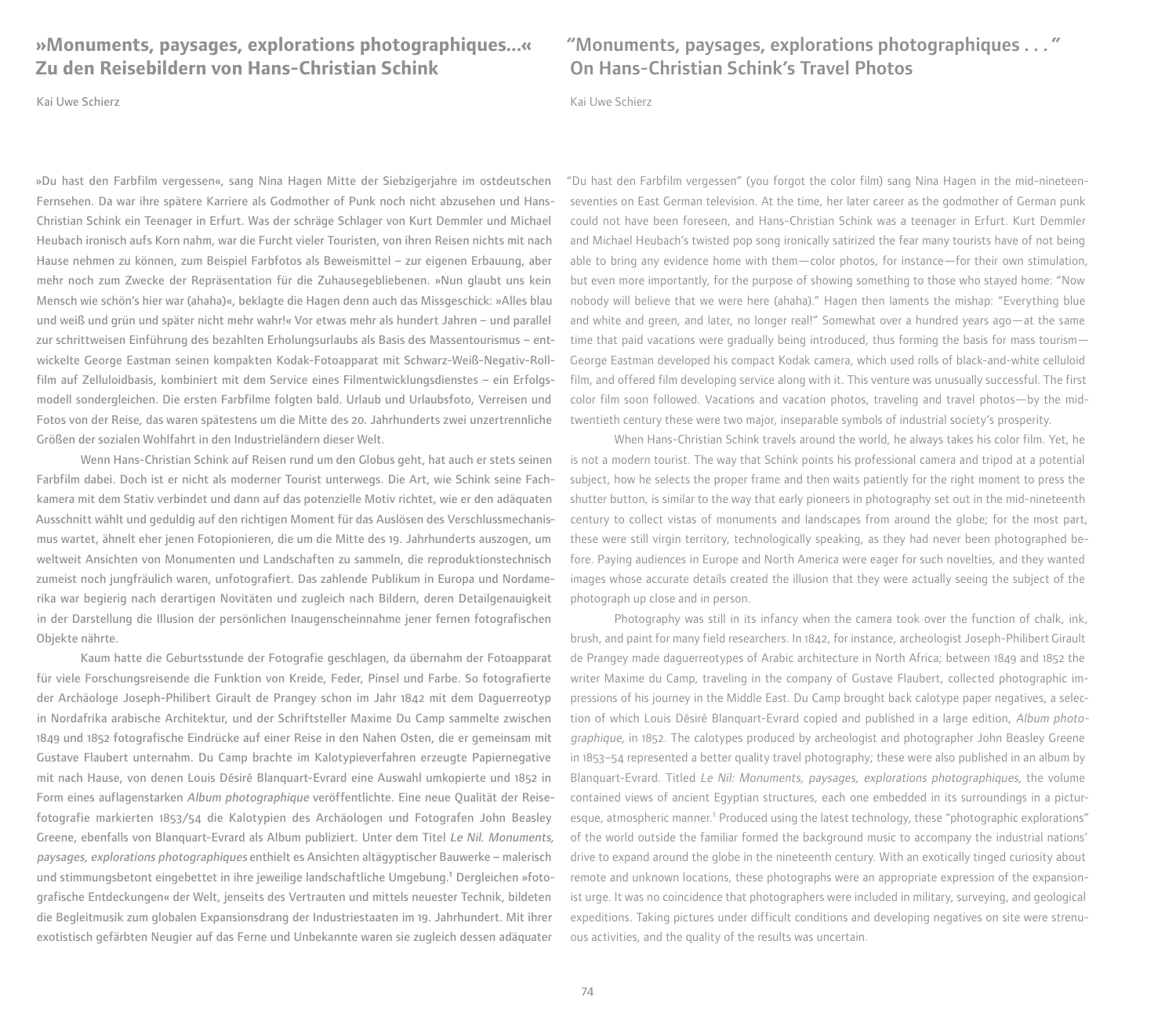## »Monuments, paysages, explorations photographiques…« Zu den Reisebildern von Hans-Christian Schink

Kai Uwe Schierz

»Du hast den Farbfilm vergessen«, sang Nina Hagen Mitte der Siebzigerjahre im ostdeutschen Fernsehen. Da war ihre spätere Karriere als Godmother of Punk noch nicht abzusehen und Hans-Christian Schink ein Teenager in Erfurt. Was der schräge Schlager von Kurt Demmler und Michael Heubach ironisch aufs Korn nahm, war die Furcht vieler Touristen, von ihren Reisen nichts mit nach Hause nehmen zu können, zum Beispiel Farbfotos als Beweismittel – zur eigenen Erbauung, aber mehr noch zum Zwecke der Repräsentation für die Zuhausegebliebenen. »Nun glaubt uns kein Mensch wie schön's hier war (ahaha)«, beklagte die Hagen denn auch das Missgeschick: »Alles blau und weiß und grün und später nicht mehr wahr!« Vor etwas mehr als hundert Jahren – und parallel zur schrittweisen Einführung des bezahlten Erholungsurlaubs als Basis des Massentourismus – entwickelte George Eastman seinen kompakten Kodak-Fotoapparat mit Schwarz-Weiß-Negativ-Rollfilm auf Zelluloidbasis, kombiniert mit dem Service eines Filmentwicklungsdienstes – ein Erfolgsmodell sondergleichen. Die ersten Farbfilme folgten bald. Urlaub und Urlaubsfoto, Verreisen und Fotos von der Reise, das waren spätestens um die Mitte des 20. Jahrhunderts zwei unzertrennliche Größen der sozialen Wohlfahrt in den Industrieländern dieser Welt.

Wenn Hans-Christian Schink auf Reisen rund um den Globus geht, hat auch er stets seinen Farbfilm dabei. Doch ist er nicht als moderner Tourist unterwegs. Die Art, wie Schink seine Fachkamera mit dem Stativ verbindet und dann auf das potenzielle Motiv richtet, wie er den adäquaten Ausschnitt wählt und geduldig auf den richtigen Moment für das Auslösen des Verschlussmechanismus wartet, ähnelt eher jenen Fotopionieren, die um die Mitte des 19. Jahrhunderts auszogen, um weltweit Ansichten von Monumenten und Landschaften zu sammeln, die reproduktionstechnisch zumeist noch jungfräulich waren, unfotografiert. Das zahlende Publikum in Europa und Nordamerika war begierig nach derartigen Novitäten und zugleich nach Bildern, deren Detailgenauigkeit in der Darstellung die Illusion der persönlichen Inaugenscheinnahme jener fernen fotografischen Objekte nährte.

Kaum hatte die Geburtsstunde der Fotografie geschlagen, da übernahm der Fotoapparat für viele Forschungsreisende die Funktion von Kreide, Feder, Pinsel und Farbe. So fotografierte der Archäologe Joseph-Philibert Girault de Prangey schon im Jahr 1842 mit dem Daguerreotyp in Nordafrika arabische Architektur, und der Schriftsteller Maxime Du Camp sammelte zwischen 1849 und 1852 fotografische Eindrücke auf einer Reise in den Nahen Osten, die er gemeinsam mit Gustave Flaubert unternahm. Du Camp brachte im Kalotypieverfahren erzeugte Papiernegative mit nach Hause, von denen Louis Désiré Blanquart-Evrard eine Auswahl umkopierte und 1852 in Form eines auflagenstarken *Album photographique* veröffentlichte. Eine neue Qualität der Reisefotografie markierten 1853/54 die Kalotypien des Archäologen und Fotografen John Beasley Greene, ebenfalls von Blanquart-Evrard als Album publiziert. Unter dem Titel *Le Nil. Monuments, paysages, explorations photographiques* enthielt es Ansichten altägyptischer Bauwerke – malerisch und stimmungsbetont eingebettet in ihre jeweilige landschaftliche Umgebung.[1] Dergleichen »fotografische Entdeckungen« der Welt, jenseits des Vertrauten und mittels neuester Technik, bildeten die Begleitmusik zum globalen Expansionsdrang der Industriestaaten im 19. Jahrhundert. Mit ihrer exotistisch gefärbten Neugier auf das Ferne und Unbekannte waren sie zugleich dessen adäquater

## "Monuments, paysages, explorations photographiques . . ." On Hans-Christian Schink's Travel Photos

Kai Uwe Schierz

"Du hast den Farbfilm vergessen" (you forgot the color film) sang Nina Hagen in the mid-nineteen-seventies on East German television. At the time, her later career as the godmother of German punk could not have been foreseen, and Hans-Christian Schink was a teenager in Erfurt. Kurt Demmler and Michael Heubach's twisted pop song ironically satirized the fear many tourists have of not being able to bring any evidence home with them—color photos, for instance—for their own stimulation, but even more importantly, for the purpose of showing something to those who stayed home: "Now nobody will believe that we were here (ahaha)." Hagen then laments the mishap: "Everything blue and white and green, and later, no longer real!" Somewhat over a hundred years ago—at the same time that paid vacations were gradually being introduced, thus forming the basis for mass tourism—George Eastman developed his compact Kodak camera, which used rolls of black-and-white celluloid film, and offered film developing service along with it. This venture was unusually successful. The first color film soon followed. Vacations and vacation photos, traveling and travel photos—by the mid-twentieth century these were two major, inseparable symbols of industrial society's prosperity.

When Hans-Christian Schink travels around the world, he always takes his color film. Yet, he is not a modern tourist. The way that Schink points his professional camera and tripod at a potential subject, how he selects the proper frame and then waits patiently for the right moment to press the shutter button, is similar to the way that early pioneers in photography set out in the mid-nineteenth century to collect vistas of monuments and landscapes from around the globe; for the most part, these were still virgin territory, technologically speaking, as they had never been photographed before. Paying audiences in Europe and North America were eager for such novelties, and they wanted images whose accurate details created the illusion that they were actually seeing the subject of the photograph up close and in person.

Photography was still in its infancy when the camera took over the function of chalk, ink, brush, and paint for many field researchers. In 1842, for instance, archeologist Joseph-Philibert Girault de Prangey made daguerreotypes of Arabic architecture in North Africa; between 1849 and 1852 the writer Maxime du Camp, traveling in the company of Gustave Flaubert, collected photographic impressions of his journey in the Middle East. Du Camp brought back calotype paper negatives, a selection of which Louis Désiré Blanquart-Evrard copied and published in a large edition, *Album photographique,* in 1852. The calotypes produced by archeologist and photographer John Beasley Greene in 1853–54 represented a better quality travel photography; these were also published in an album by Blanquart-Evrard. Titled *Le Nil: Monuments, paysages, explorations photographiques,* the volume contained views of ancient Egyptian structures, each one embedded in its surroundings in a picturesque, atmospheric manner.[1] Produced using the latest technology, these "photographic explorations" of the world outside the familiar formed the background music to accompany the industrial nations' drive to expand around the globe in the nineteenth century. With an exotically tinged curiosity about remote and unknown locations, these photographs were an appropriate expression of the expansionist urge. It was no coincidence that photographers were included in military, surveying, and geological expeditions. Taking pictures under difficult conditions and developing negatives on site were strenuous activities, and the quality of the results was uncertain.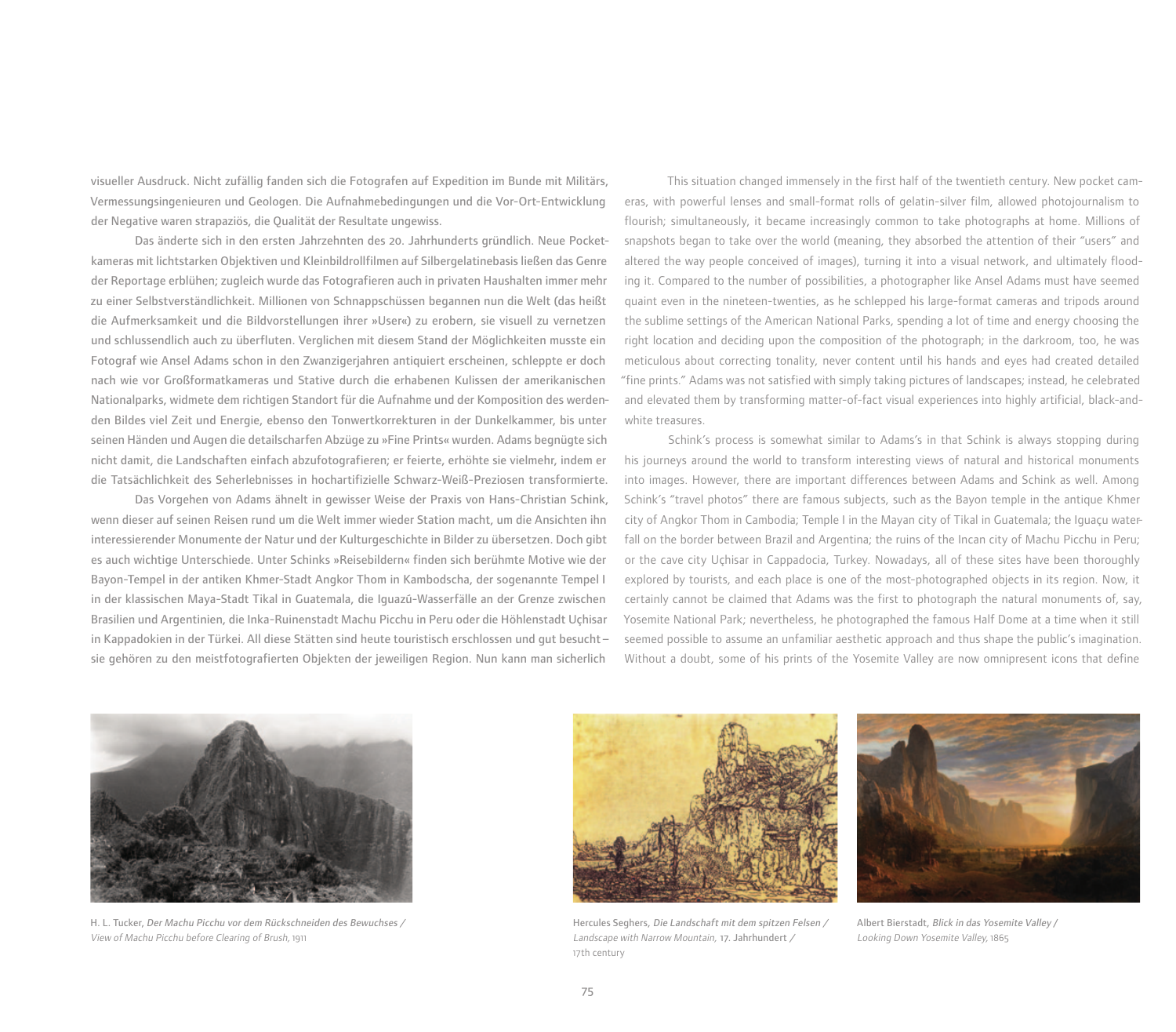visueller Ausdruck. Nicht zufällig fanden sich die Fotografen auf Expedition im Bunde mit Militärs, Vermessungsingenieuren und Geologen. Die Aufnahmebedingungen und die Vor-Ort-Entwicklung der Negative waren strapaziös, die Qualität der Resultate ungewiss.

Das änderte sich in den ersten Jahrzehnten des 20. Jahrhunderts gründlich. Neue Pocketkameras mit lichtstarken Objektiven und Kleinbildrollfilmen auf Silbergelatinebasis ließen das Genre der Reportage erblühen; zugleich wurde das Fotografieren auch in privaten Haushalten immer mehr zu einer Selbstverständlichkeit. Millionen von Schnappschüssen begannen nun die Welt (das heißt die Aufmerksamkeit und die Bildvorstellungen ihrer »User«) zu erobern, sie visuell zu vernetzen und schlussendlich auch zu überfluten. Verglichen mit diesem Stand der Möglichkeiten musste ein Fotograf wie Ansel Adams schon in den Zwanzigerjahren antiquiert erscheinen, schleppte er doch nach wie vor Großformatkameras und Stative durch die erhabenen Kulissen der amerikanischen Nationalparks, widmete dem richtigen Standort für die Aufnahme und der Komposition des werdenden Bildes viel Zeit und Energie, ebenso den Tonwertkorrekturen in der Dunkelkammer, bis unter seinen Händen und Augen die detailscharfen Abzüge zu »Fine Prints« wurden. Adams begnügte sich nicht damit, die Landschaften einfach abzufotografieren; er feierte, erhöhte sie vielmehr, indem er die Tatsächlichkeit des Seherlebnisses in hochartifizielle Schwarz-Weiß-Preziosen transformierte.

Das Vorgehen von Adams ähnelt in gewisser Weise der Praxis von Hans-Christian Schink, wenn dieser auf seinen Reisen rund um die Welt immer wieder Station macht, um die Ansichten ihn interessierender Monumente der Natur und der Kulturgeschichte in Bilder zu übersetzen. Doch gibt es auch wichtige Unterschiede. Unter Schinks »Reisebildern« finden sich berühmte Motive wie der Bayon-Tempel in der antiken Khmer-Stadt Angkor Thom in Kambodscha, der sogenannte Tempel I in der klassischen Maya-Stadt Tikal in Guatemala, die Iguazú-Wasserfälle an der Grenze zwischen Brasilien und Argentinien, die Inka-Ruinenstadt Machu Picchu in Peru oder die Höhlenstadt Uçhisar in Kappadokien in der Türkei. All diese Stätten sind heute touristisch erschlossen und gut besucht – sie gehören zu den meistfotografierten Objekten der jeweiligen Region. Nun kann man sicherlich

This situation changed immensely in the first half of the twentieth century. New pocket cameras, with powerful lenses and small-format rolls of gelatin-silver film, allowed photojournalism to flourish; simultaneously, it became increasingly common to take photographs at home. Millions of snapshots began to take over the world (meaning, they absorbed the attention of their "users" and altered the way people conceived of images), turning it into a visual network, and ultimately flooding it. Compared to the number of possibilities, a photographer like Ansel Adams must have seemed quaint even in the nineteen-twenties, as he schlepped his large-format cameras and tripods around the sublime settings of the American National Parks, spending a lot of time and energy choosing the right location and deciding upon the composition of the photograph; in the darkroom, too, he was meticulous about correcting tonality, never content until his hands and eyes had created detailed "fine prints." Adams was not satisfied with simply taking pictures of landscapes; instead, he celebrated and elevated them by transforming matter-of-fact visual experiences into highly artificial, black-and-white treasures.

Schink's process is somewhat similar to Adams's in that Schink is always stopping during his journeys around the world to transform interesting views of natural and historical monuments into images. However, there are important differences between Adams and Schink as well. Among Schink's "travel photos" there are famous subjects, such as the Bayon temple in the antique Khmer city of Angkor Thom in Cambodia; Temple I in the Mayan city of Tikal in Guatemala; the Iguaçu waterfall on the border between Brazil and Argentina; the ruins of the Incan city of Machu Picchu in Peru; or the cave city Uçhisar in Cappadocia, Turkey. Nowadays, all of these sites have been thoroughly explored by tourists, and each place is one of the most-photographed objects in its region. Now, it certainly cannot be claimed that Adams was the first to photograph the natural monuments of, say, Yosemite National Park; nevertheless, he photographed the famous Half Dome at a time when it still seemed possible to assume an unfamiliar aesthetic approach and thus shape the public's imagination. Without a doubt, some of his prints of the Yosemite Valley are now omnipresent icons that define

H. L. Tucker, *Der Machu Picchu vor dem Rückschneiden des Bewuchses / View of Machu Picchu before Clearing of Brush,* 1911

Hercules Seghers, *Die Landschaft mit dem spitzen Felsen / Landscape with Narrow Mountain,* 17. Jahrhundert / 17th century

Albert Bierstadt, *Blick in das Yosemite Valley / Looking Down Yosemite Valley,* 1865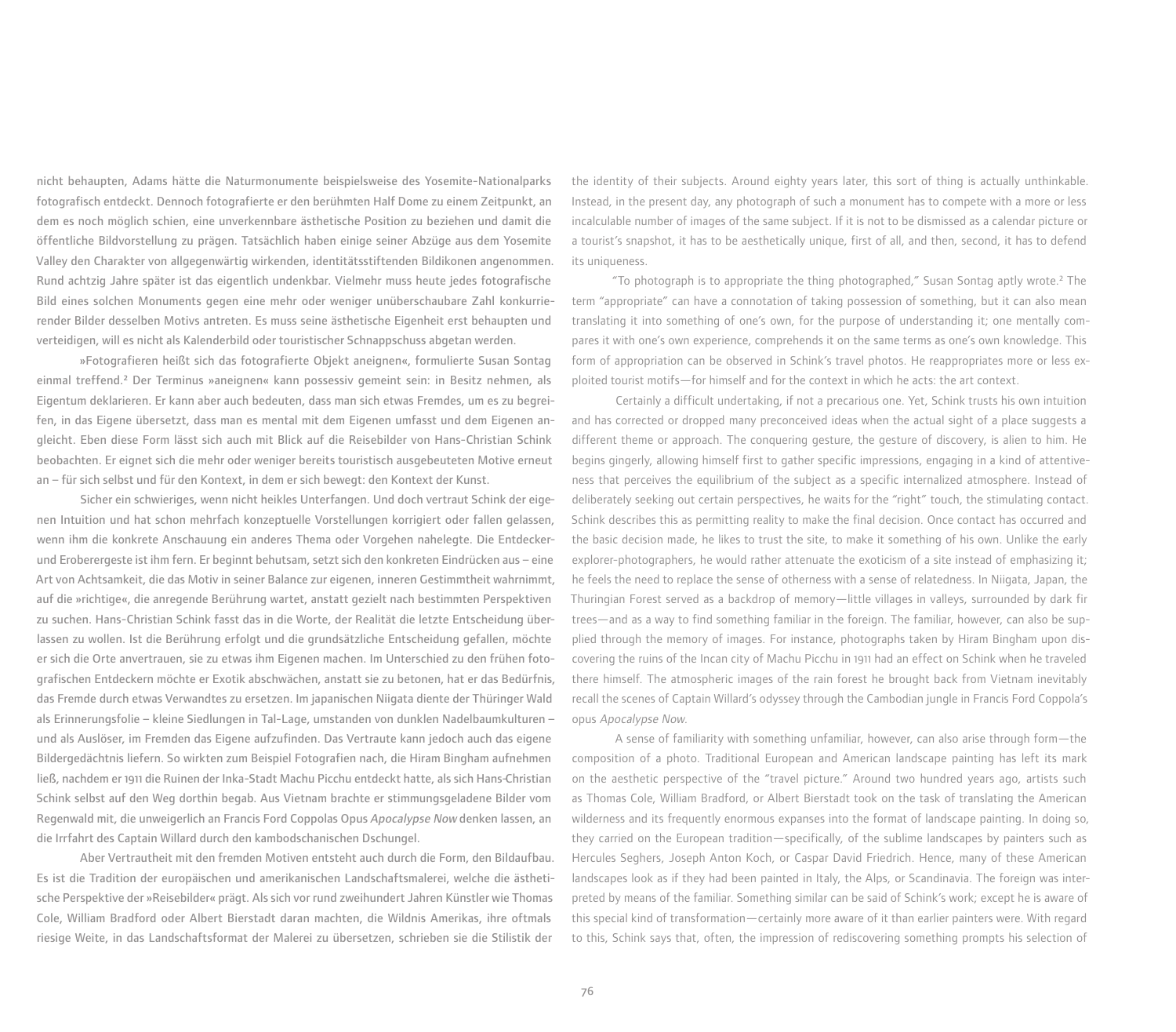nicht behaupten, Adams hätte die Naturmonumente beispielsweise des Yosemite-Nationalparks fotografisch entdeckt. Dennoch fotografierte er den berühmten Half Dome zu einem Zeitpunkt, an dem es noch möglich schien, eine unverkennbare ästhetische Position zu beziehen und damit die öffentliche Bildvorstellung zu prägen. Tatsächlich haben einige seiner Abzüge aus dem Yosemite Valley den Charakter von allgegenwärtig wirkenden, identitätsstiftenden Bildikonen angenommen. Rund achtzig Jahre später ist das eigentlich undenkbar. Vielmehr muss heute jedes fotografische Bild eines solchen Monuments gegen eine mehr oder weniger unüberschaubare Zahl konkurrierender Bilder desselben Motivs antreten. Es muss seine ästhetische Eigenheit erst behaupten und verteidigen, will es nicht als Kalenderbild oder touristischer Schnappschuss abgetan werden.

»Fotografieren heißt sich das fotografierte Objekt aneignen«, formulierte Susan Sontag einmal treffend.[2] Der Terminus »aneignen« kann possessiv gemeint sein: in Besitz nehmen, als Eigentum deklarieren. Er kann aber auch bedeuten, dass man sich etwas Fremdes, um es zu begreifen, in das Eigene übersetzt, dass man es mental mit dem Eigenen umfasst und dem Eigenen angleicht. Eben diese Form lässt sich auch mit Blick auf die Reisebilder von Hans-Christian Schink beobachten. Er eignet sich die mehr oder weniger bereits touristisch ausgebeuteten Motive erneut an – für sich selbst und für den Kontext, in dem er sich bewegt: den Kontext der Kunst.

Sicher ein schwieriges, wenn nicht heikles Unterfangen. Und doch vertraut Schink der eigenen Intuition und hat schon mehrfach konzeptuelle Vorstellungen korrigiert oder fallen gelassen, wenn ihm die konkrete Anschauung ein anderes Thema oder Vorgehen nahelegte. Die Entdecker- und Eroberergeste ist ihm fern. Er beginnt behutsam, setzt sich den konkreten Eindrücken aus – eine Art von Achtsamkeit, die das Motiv in seiner Balance zur eigenen, inneren Gestimmtheit wahrnimmt, auf die »richtige«, die anregende Berührung wartet, anstatt gezielt nach bestimmten Perspektiven zu suchen. Hans-Christian Schink fasst das in die Worte, der Realität die letzte Entscheidung überlassen zu wollen. Ist die Berührung erfolgt und die grundsätzliche Entscheidung gefallen, möchte er sich die Orte anvertrauen, sie zu etwas ihm Eigenen machen. Im Unterschied zu den frühen fotografischen Entdeckern möchte er Exotik abschwächen, anstatt sie zu betonen, hat er das Bedürfnis, das Fremde durch etwas Verwandtes zu ersetzen. Im japanischen Niigata diente der Thüringer Wald als Erinnerungsfolie – kleine Siedlungen in Tal-Lage, umstanden von dunklen Nadelbaumkulturen – und als Auslöser, im Fremden das Eigene aufzufinden. Das Vertraute kann jedoch auch das eigene Bildergedächtnis liefern. So wirkten zum Beispiel Fotografien nach, die Hiram Bingham aufnehmen ließ, nachdem er 1911 die Ruinen der Inka-Stadt Machu Picchu entdeckt hatte, als sich Hans-Christian Schink selbst auf den Weg dorthin begab. Aus Vietnam brachte er stimmungsgeladene Bilder vom Regenwald mit, die unweigerlich an Francis Ford Coppolas Opus *Apocalypse Now* denken lassen, an die Irrfahrt des Captain Willard durch den kambodschanischen Dschungel.

Aber Vertrautheit mit den fremden Motiven entsteht auch durch die Form, den Bildaufbau. Es ist die Tradition der europäischen und amerikanischen Landschaftsmalerei, welche die ästhetische Perspektive der »Reisebilder« prägt. Als sich vor rund zweihundert Jahren Künstler wie Thomas Cole, William Bradford oder Albert Bierstadt daran machten, die Wildnis Amerikas, ihre oftmals riesige Weite, in das Landschaftsformat der Malerei zu übersetzen, schrieben sie die Stilistik der

the identity of their subjects. Around eighty years later, this sort of thing is actually unthinkable. Instead, in the present day, any photograph of such a monument has to compete with a more or less incalculable number of images of the same subject. If it is not to be dismissed as a calendar picture or a tourist's snapshot, it has to be aesthetically unique, first of all, and then, second, it has to defend its uniqueness.

"To photograph is to appropriate the thing photographed," Susan Sontag aptly wrote.[2] The term "appropriate" can have a connotation of taking possession of something, but it can also mean translating it into something of one's own, for the purpose of understanding it; one mentally compares it with one's own experience, comprehends it on the same terms as one's own knowledge. This form of appropriation can be observed in Schink's travel photos. He reappropriates more or less exploited tourist motifs—for himself and for the context in which he acts: the art context.

Certainly a difficult undertaking, if not a precarious one. Yet, Schink trusts his own intuition and has corrected or dropped many preconceived ideas when the actual sight of a place suggests a different theme or approach. The conquering gesture, the gesture of discovery, is alien to him. He begins gingerly, allowing himself first to gather specific impressions, engaging in a kind of attentiveness that perceives the equilibrium of the subject as a specific internalized atmosphere. Instead of deliberately seeking out certain perspectives, he waits for the "right" touch, the stimulating contact. Schink describes this as permitting reality to make the final decision. Once contact has occurred and the basic decision made, he likes to trust the site, to make it something of his own. Unlike the early explorer-photographers, he would rather attenuate the exoticism of a site instead of emphasizing it; he feels the need to replace the sense of otherness with a sense of relatedness. In Niigata, Japan, the Thuringian Forest served as a backdrop of memory—little villages in valleys, surrounded by dark fir trees—and as a way to find something familiar in the foreign. The familiar, however, can also be supplied through the memory of images. For instance, photographs taken by Hiram Bingham upon discovering the ruins of the Incan city of Machu Picchu in 1911 had an effect on Schink when he traveled there himself. The atmospheric images of the rain forest he brought back from Vietnam inevitably recall the scenes of Captain Willard's odyssey through the Cambodian jungle in Francis Ford Coppola's opus *Apocalypse Now*.

A sense of familiarity with something unfamiliar, however, can also arise through form—the composition of a photo. Traditional European and American landscape painting has left its mark on the aesthetic perspective of the "travel picture." Around two hundred years ago, artists such as Thomas Cole, William Bradford, or Albert Bierstadt took on the task of translating the American wilderness and its frequently enormous expanses into the format of landscape painting. In doing so, they carried on the European tradition—specifically, of the sublime landscapes by painters such as Hercules Seghers, Joseph Anton Koch, or Caspar David Friedrich. Hence, many of these American landscapes look as if they had been painted in Italy, the Alps, or Scandinavia. The foreign was interpreted by means of the familiar. Something similar can be said of Schink's work; except he is aware of this special kind of transformation—certainly more aware of it than earlier painters were. With regard to this, Schink says that, often, the impression of rediscovering something prompts his selection of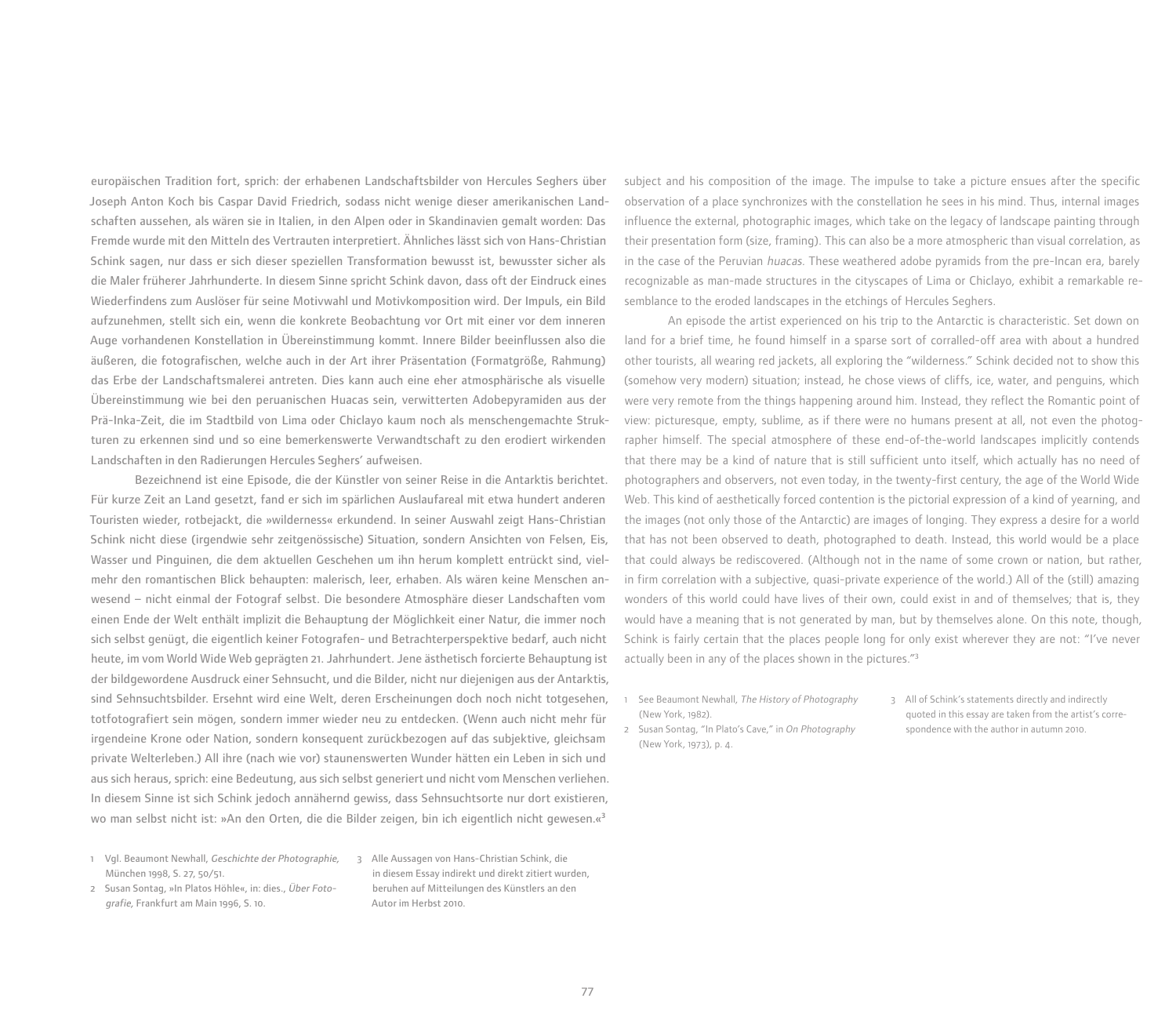europäischen Tradition fort, sprich: der erhabenen Landschaftsbilder von Hercules Seghers über Joseph Anton Koch bis Caspar David Friedrich, sodass nicht wenige dieser amerikanischen Landschaften aussehen, als wären sie in Italien, in den Alpen oder in Skandinavien gemalt worden: Das Fremde wurde mit den Mitteln des Vertrauten interpretiert. Ähnliches lässt sich von Hans-Christian Schink sagen, nur dass er sich dieser speziellen Transformation bewusst ist, bewusster sicher als die Maler früherer Jahrhunderte. In diesem Sinne spricht Schink davon, dass oft der Eindruck eines Wiederfindens zum Auslöser für seine Motivwahl und Motivkomposition wird. Der Impuls, ein Bild aufzunehmen, stellt sich ein, wenn die konkrete Beobachtung vor Ort mit einer vor dem inneren Auge vorhandenen Konstellation in Übereinstimmung kommt. Innere Bilder beeinflussen also die äußeren, die fotografischen, welche auch in der Art ihrer Präsentation (Formatgröße, Rahmung) das Erbe der Landschaftsmalerei antreten. Dies kann auch eine eher atmosphärische als visuelle Übereinstimmung wie bei den peruanischen Huacas sein, verwitterten Adobepyramiden aus der Prä-Inka-Zeit, die im Stadtbild von Lima oder Chiclayo kaum noch als menschengemachte Strukturen zu erkennen sind und so eine bemerkenswerte Verwandtschaft zu den erodiert wirkenden Landschaften in den Radierungen Hercules Seghers' aufweisen.

Bezeichnend ist eine Episode, die der Künstler von seiner Reise in die Antarktis berichtet. Für kurze Zeit an Land gesetzt, fand er sich im spärlichen Auslaufareal mit etwa hundert anderen Touristen wieder, rotbejackt, die »wilderness« erkundend. In seiner Auswahl zeigt Hans-Christian Schink nicht diese (irgendwie sehr zeitgenössische) Situation, sondern Ansichten von Felsen, Eis, Wasser und Pinguinen, die dem aktuellen Geschehen um ihn herum komplett entrückt sind, vielmehr den romantischen Blick behaupten: malerisch, leer, erhaben. Als wären keine Menschen anwesend – nicht einmal der Fotograf selbst. Die besondere Atmosphäre dieser Landschaften vom einen Ende der Welt enthält implizit die Behauptung der Möglichkeit einer Natur, die immer noch sich selbst genügt, die eigentlich keiner Fotografen- und Betrachterperspektive bedarf, auch nicht heute, im vom World Wide Web geprägten 21. Jahrhundert. Jene ästhetisch forcierte Behauptung ist der bildgewordene Ausdruck einer Sehnsucht, und die Bilder, nicht nur diejenigen aus der Antarktis, sind Sehnsuchtsbilder. Ersehnt wird eine Welt, deren Erscheinungen doch noch nicht totgesehen, totfotografiert sein mögen, sondern immer wieder neu zu entdecken. (Wenn auch nicht mehr für irgendeine Krone oder Nation, sondern konsequent zurückbezogen auf das subjektive, gleichsam private Welterleben.) All ihre (nach wie vor) staunenswerten Wunder hätten ein Leben in sich und aus sich heraus, sprich: eine Bedeutung, aus sich selbst generiert und nicht vom Menschen verliehen. In diesem Sinne ist sich Schink jedoch annähernd gewiss, dass Sehnsuchtsorte nur dort existieren, wo man selbst nicht ist: »An den Orten, die die Bilder zeigen, bin ich eigentlich nicht gewesen.«[3]

1 Vgl. Beaumont Newhall, *Geschichte der Photographie*, München 1998, S. 27, 50/51.

2 Susan Sontag, »In Platos Höhle«, in: dies., *Über Fotografie*, Frankfurt am Main 1996, S. 10.

3 Alle Aussagen von Hans-Christian Schink, die in diesem Essay indirekt und direkt zitiert wurden, beruhen auf Mitteilungen des Künstlers an den Autor im Herbst 2010.

subject and his composition of the image. The impulse to take a picture ensues after the specific observation of a place synchronizes with the constellation he sees in his mind. Thus, internal images influence the external, photographic images, which take on the legacy of landscape painting through their presentation form (size, framing). This can also be a more atmospheric than visual correlation, as in the case of the Peruvian *huacas*. These weathered adobe pyramids from the pre-Incan era, barely recognizable as man-made structures in the cityscapes of Lima or Chiclayo, exhibit a remarkable resemblance to the eroded landscapes in the etchings of Hercules Seghers.

An episode the artist experienced on his trip to the Antarctic is characteristic. Set down on land for a brief time, he found himself in a sparse sort of corralled-off area with about a hundred other tourists, all wearing red jackets, all exploring the "wilderness." Schink decided not to show this (somehow very modern) situation; instead, he chose views of cliffs, ice, water, and penguins, which were very remote from the things happening around him. Instead, they reflect the Romantic point of view: picturesque, empty, sublime, as if there were no humans present at all, not even the photographer himself. The special atmosphere of these end-of-the-world landscapes implicitly contends that there may be a kind of nature that is still sufficient unto itself, which actually has no need of photographers and observers, not even today, in the twenty-first century, the age of the World Wide Web. This kind of aesthetically forced contention is the pictorial expression of a kind of yearning, and the images (not only those of the Antarctic) are images of longing. They express a desire for a world that has not been observed to death, photographed to death. Instead, this world would be a place that could always be rediscovered. (Although not in the name of some crown or nation, but rather, in firm correlation with a subjective, quasi-private experience of the world.) All of the (still) amazing wonders of this world could have lives of their own, could exist in and of themselves; that is, they would have a meaning that is not generated by man, but by themselves alone. On this note, though, Schink is fairly certain that the places people long for only exist wherever they are not: "I've never actually been in any of the places shown in the pictures."[3]

1 See Beaumont Newhall, *The History of Photography* (New York, 1982).

2 Susan Sontag, "In Plato's Cave," in *On Photography* (New York, 1973), p. 4.

3 All of Schink's statements directly and indirectly quoted in this essay are taken from the artist's correspondence with the author in autumn 2010.